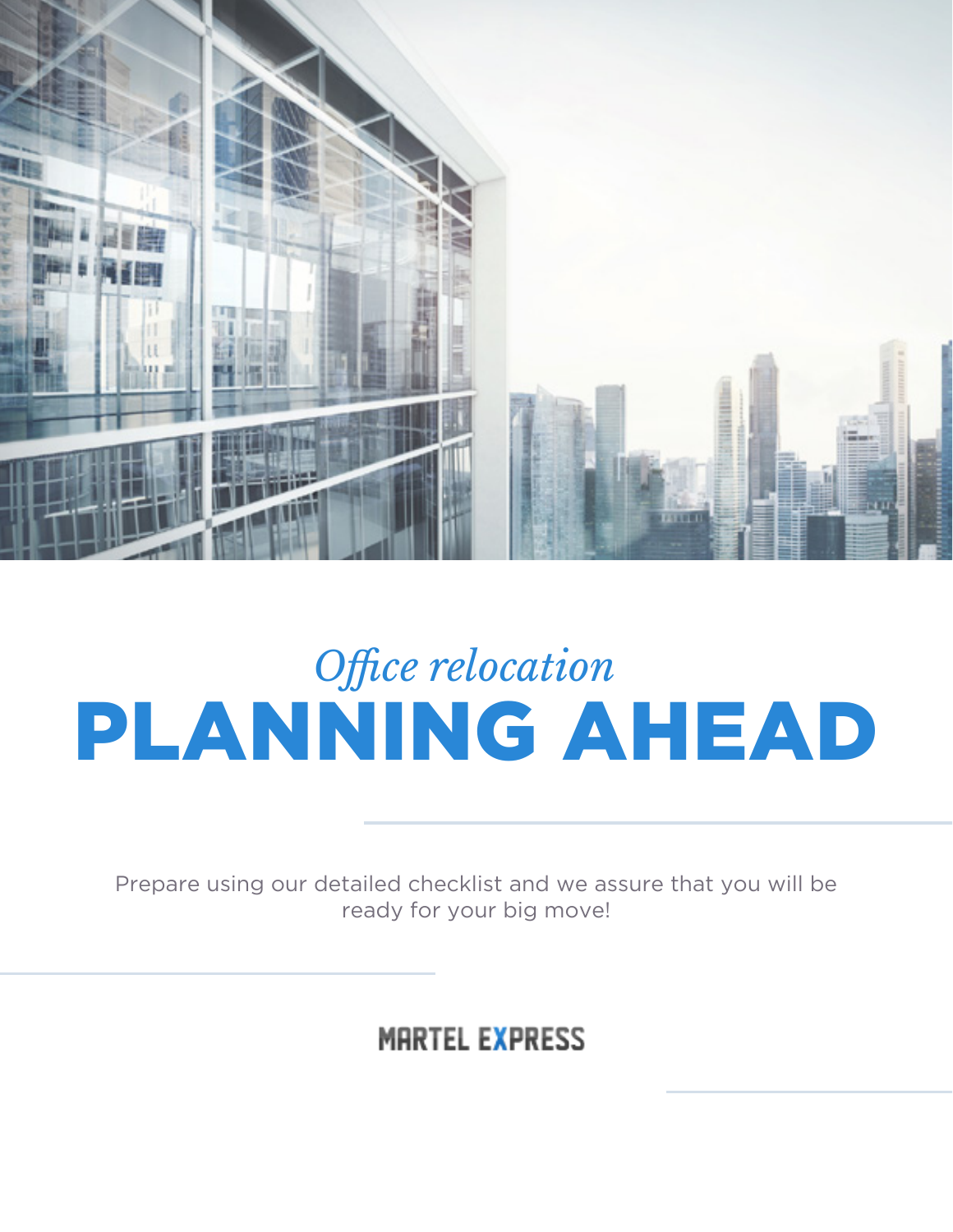*Office relocation*

# PLANNING AHEAD

Prepare using our detailed checklist and we assure that you will be ready for your big move!

MARTEL EXPRESS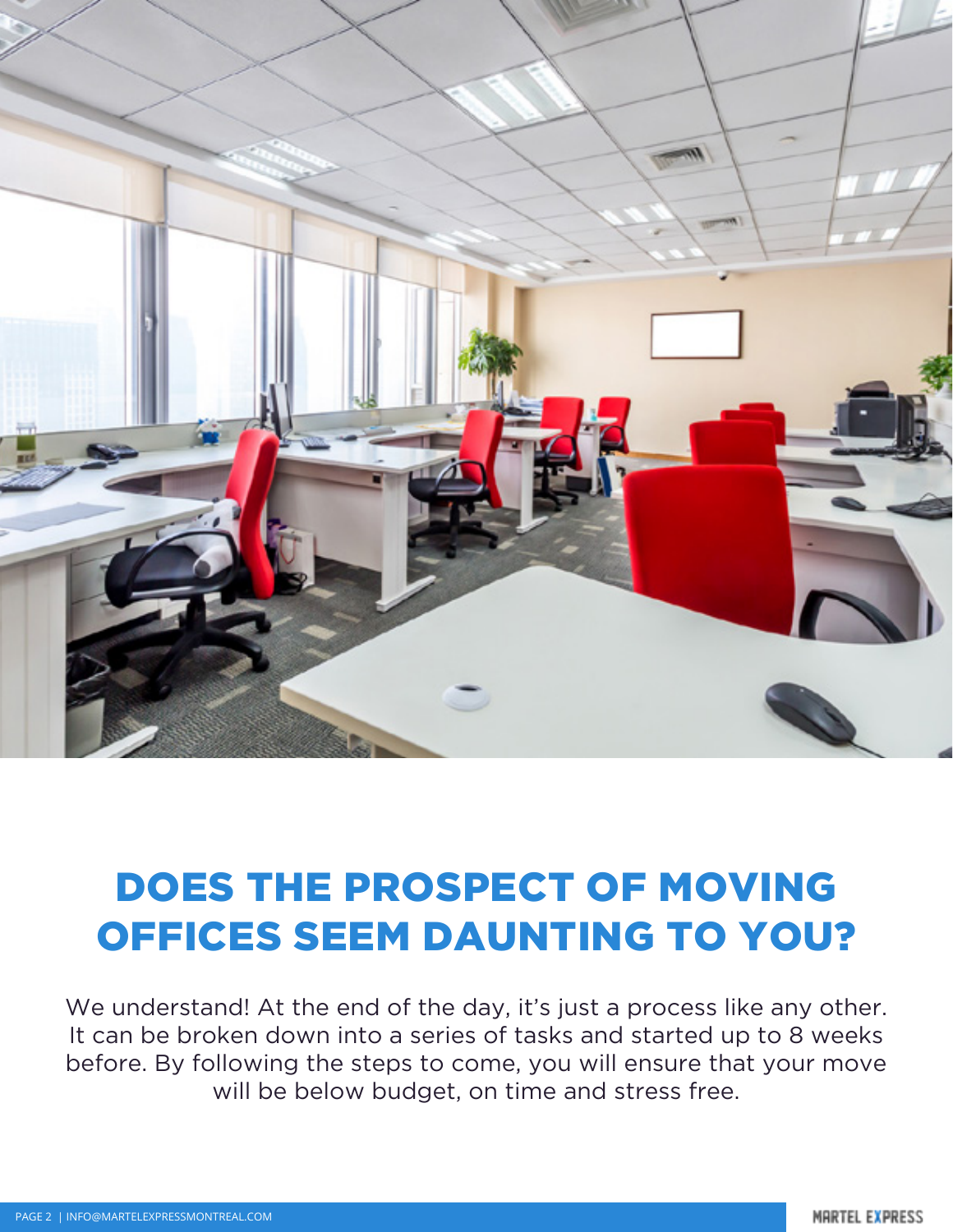# DOES THE PROSPECT OF MOVING OFFICES SEEM DAUNTING TO YOU?

We understand! At the end of the day, it's just a process like any other. It can be broken down into a series of tasks and started up to 8 weeks before. By following the steps to come, you will ensure that your move will be below budget, on time and stress free.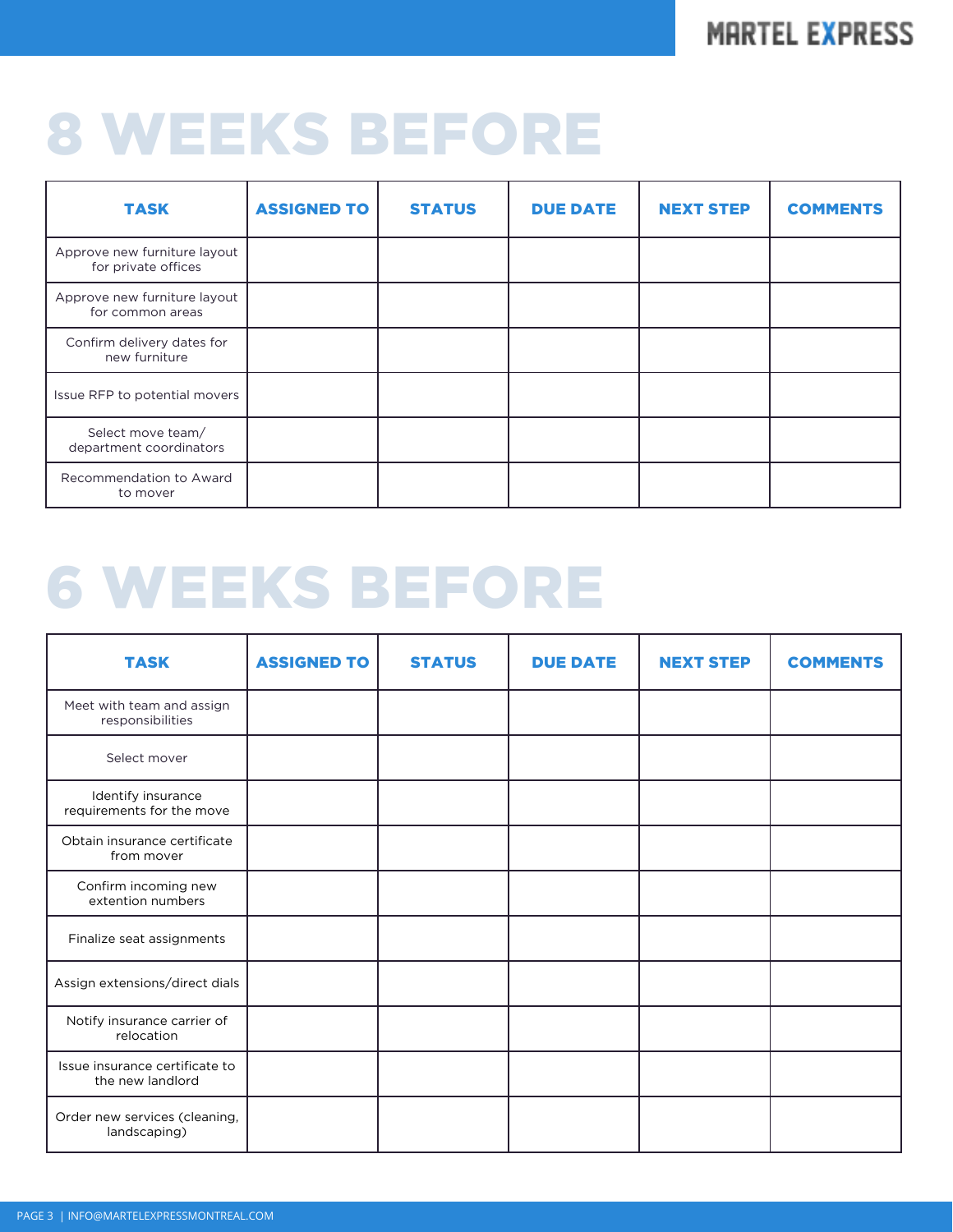# 8 WEEKS BEFORE

| TASK | ASSIGNED TO | STATUS | DUE DATE | NEXT STEP | COMMENTS |
|---|---|---|---|---|---|
| Approve new furniture layout for private offices | | | | | |
| Approve new furniture layout for common areas | | | | | |
| Confirm delivery dates for new furniture | | | | | |
| Issue RFP to potential movers | | | | | |
| Select move team/ department coordinators | | | | | |
| Recommendation to Award to mover | | | | | |

# 6 WEEKS BEFORE

| TASK | ASSIGNED TO | STATUS | DUE DATE | NEXT STEP | COMMENTS |
|---|---|---|---|---|---|
| Meet with team and assign responsibilities | | | | | |
| Select mover | | | | | |
| Identify insurance requirements for the move | | | | | |
| Obtain insurance certificate from mover | | | | | |
| Confirm incoming new extention numbers | | | | | |
| Finalize seat assignments | | | | | |
| Assign extensions/direct dials | | | | | |
| Notify insurance carrier of relocation | | | | | |
| Issue insurance certificate to the new landlord | | | | | |
| Order new services (cleaning, landscaping) | | | | | |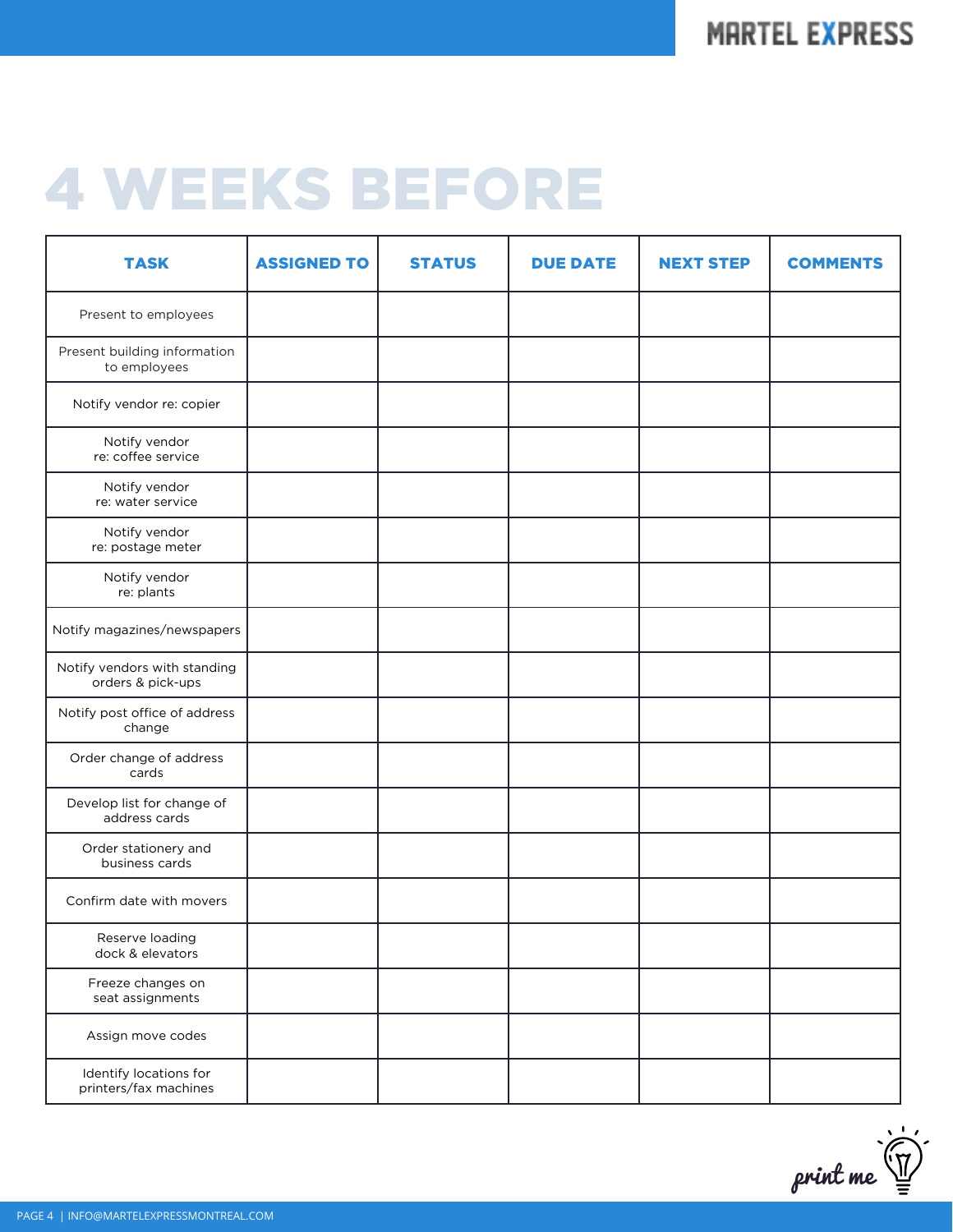# 4 WEEKS BEFORE

| TASK | ASSIGNED TO | STATUS | DUE DATE | NEXT STEP | COMMENTS |
| --- | --- | --- | --- | --- | --- |
| Present to employees | | | | | |
| Present building information to employees | | | | | |
| Notify vendor re: copier | | | | | |
| Notify vendor re: coffee service | | | | | |
| Notify vendor re: water service | | | | | |
| Notify vendor re: postage meter | | | | | |
| Notify vendor re: plants | | | | | |
| Notify magazines/newspapers | | | | | |
| Notify vendors with standing orders & pick-ups | | | | | |
| Notify post office of address change | | | | | |
| Order change of address cards | | | | | |
| Develop list for change of address cards | | | | | |
| Order stationery and business cards | | | | | |
| Confirm date with movers | | | | | |
| Reserve loading dock & elevators | | | | | |
| Freeze changes on seat assignments | | | | | |
| Assign move codes | | | | | |
| Identify locations for printers/fax machines | | | | | |

print me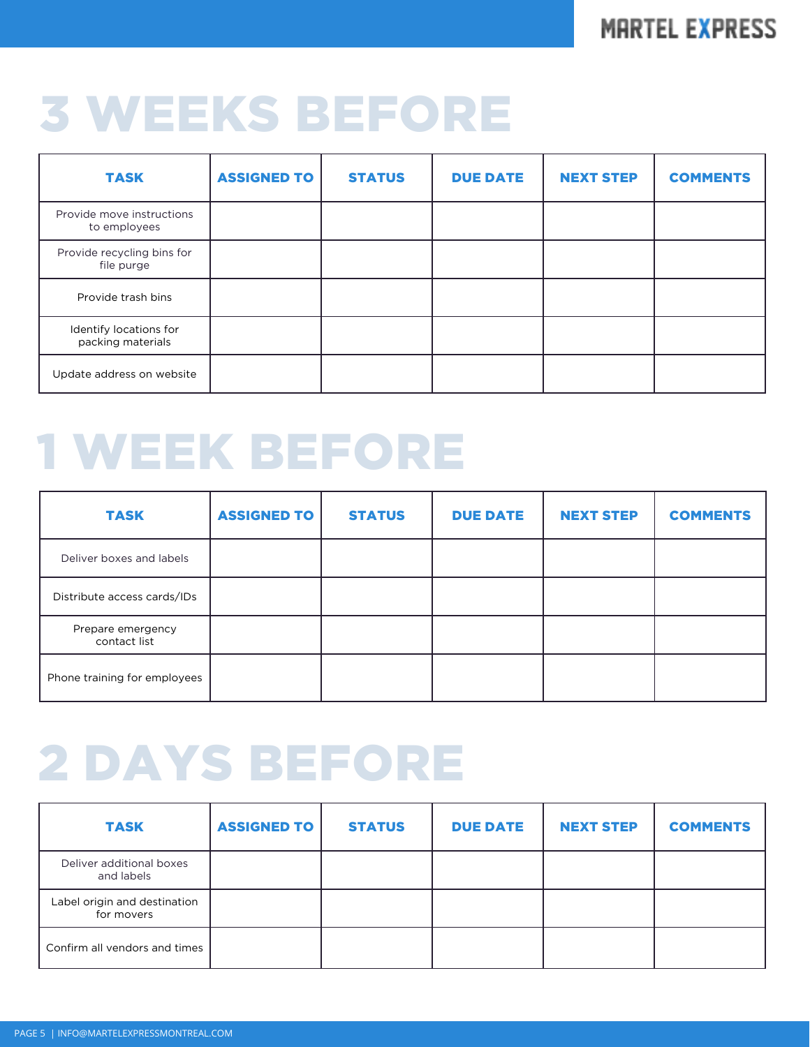# 3 WEEKS BEFORE

| TASK | ASSIGNED TO | STATUS | DUE DATE | NEXT STEP | COMMENTS |
| --- | --- | --- | --- | --- | --- |
| Provide move instructions to employees | | | | | |
| Provide recycling bins for file purge | | | | | |
| Provide trash bins | | | | | |
| Identify locations for packing materials | | | | | |
| Update address on website | | | | | |

# 1 WEEK BEFORE

| TASK | ASSIGNED TO | STATUS | DUE DATE | NEXT STEP | COMMENTS |
| --- | --- | --- | --- | --- | --- |
| Deliver boxes and labels | | | | | |
| Distribute access cards/IDs | | | | | |
| Prepare emergency contact list | | | | | |
| Phone training for employees | | | | | |

# 2 DAYS BEFORE

| TASK | ASSIGNED TO | STATUS | DUE DATE | NEXT STEP | COMMENTS |
| --- | --- | --- | --- | --- | --- |
| Deliver additional boxes and labels | | | | | |
| Label origin and destination for movers | | | | | |
| Confirm all vendors and times | | | | | |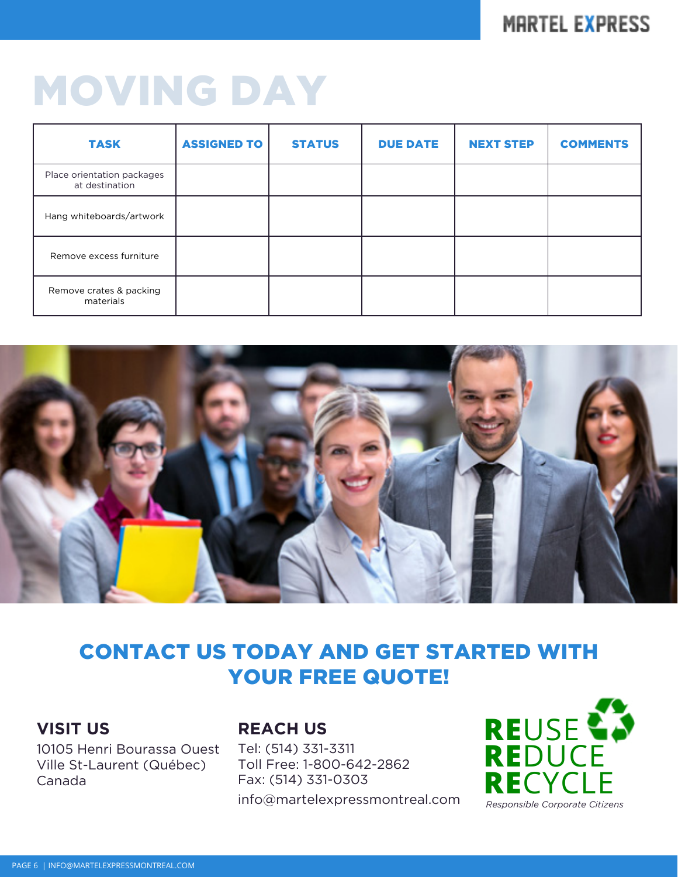# MOVING DAY

| TASK | ASSIGNED TO | STATUS | DUE DATE | NEXT STEP | COMMENTS |
|---|---|---|---|---|---|
| Place orientation packages at destination | | | | | |
| Hang whiteboards/artwork | | | | | |
| Remove excess furniture | | | | | |
| Remove crates & packing materials | | | | | |

## CONTACT US TODAY AND GET STARTED WITH YOUR FREE QUOTE!

### VISIT US

10105 Henri Bourassa Ouest
Ville St-Laurent (Québec)
Canada

### REACH US

Tel: (514) 331-3311
Toll Free: 1-800-642-2862
Fax: (514) 331-0303
info@martelexpressmontreal.com

**RE**USE
**RE**DUCE
**RE**CYCLE

*Responsible Corporate Citizens*